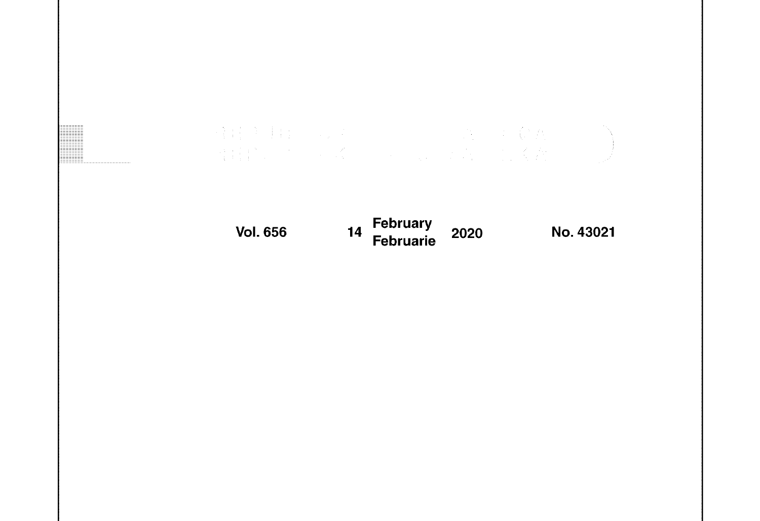Vol. 656 14 February Februarie 2020 No. 43021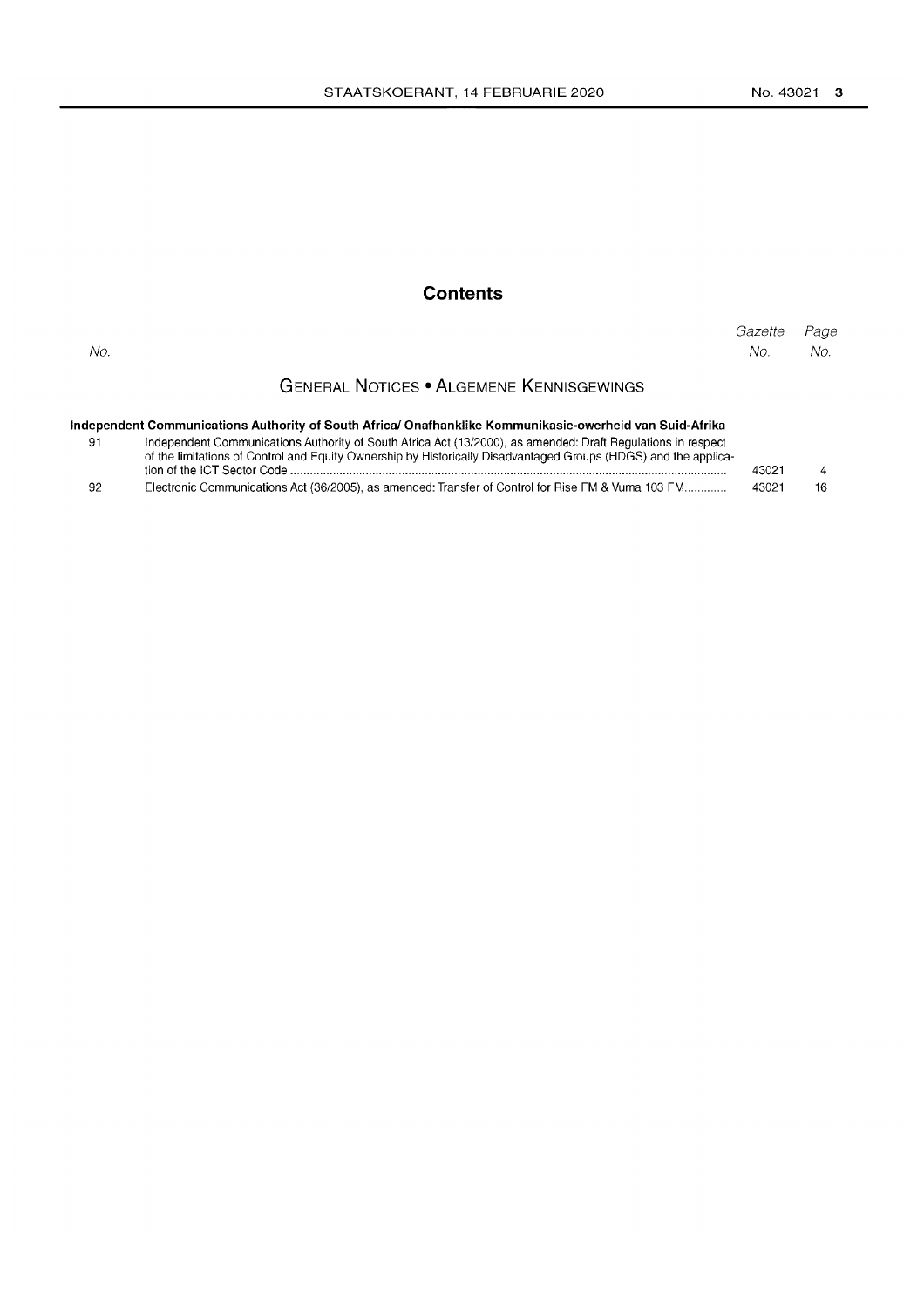# Contents

| No. | | Gazette No. | Page No. |
|---|---|---|---|
| | **GENERAL NOTICES • ALGEMENE KENNISGEWINGS** | | |
| | **Independent Communications Authority of South Africa/ Onafhanklike Kommunikasie-owerheid van Suid-Afrika** | | |
| 91 | Independent Communications Authority of South Africa Act (13/2000), as amended: Draft Regulations in respect of the limitations of Control and Equity Ownership by Historically Disadvantaged Groups (HDGS) and the application of the ICT Sector Code | 43021 | 4 |
| 92 | Electronic Communications Act (36/2005), as amended: Transfer of Control for Rise FM & Vuma 103 FM | 43021 | 16 |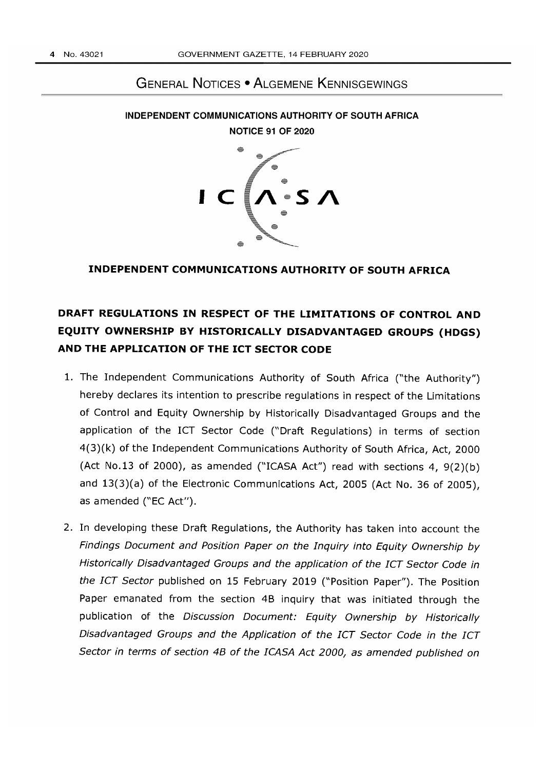# GENERAL NOTICES • ALGEMENE KENNISGEWINGS

**INDEPENDENT COMMUNICATIONS AUTHORITY OF SOUTH AFRICA**

**NOTICE 91 OF 2020**

ICASA

**INDEPENDENT COMMUNICATIONS AUTHORITY OF SOUTH AFRICA**

## DRAFT REGULATIONS IN RESPECT OF THE LIMITATIONS OF CONTROL AND EQUITY OWNERSHIP BY HISTORICALLY DISADVANTAGED GROUPS (HDGS) AND THE APPLICATION OF THE ICT SECTOR CODE

1. The Independent Communications Authority of South Africa ("the Authority") hereby declares its intention to prescribe regulations in respect of the Limitations of Control and Equity Ownership by Historically Disadvantaged Groups and the application of the ICT Sector Code ("Draft Regulations) in terms of section 4(3)(k) of the Independent Communications Authority of South Africa, Act, 2000 (Act No.13 of 2000), as amended ("ICASA Act") read with sections 4, 9(2)(b) and 13(3)(a) of the Electronic Communications Act, 2005 (Act No. 36 of 2005), as amended ("EC Act").

2. In developing these Draft Regulations, the Authority has taken into account the *Findings Document and Position Paper on the Inquiry into Equity Ownership by Historically Disadvantaged Groups and the application of the ICT Sector Code in the ICT Sector* published on 15 February 2019 ("Position Paper"). The Position Paper emanated from the section 4B inquiry that was initiated through the publication of the *Discussion Document: Equity Ownership by Historically Disadvantaged Groups and the Application of the ICT Sector Code in the ICT Sector in terms of section 4B of the ICASA Act 2000, as amended published on*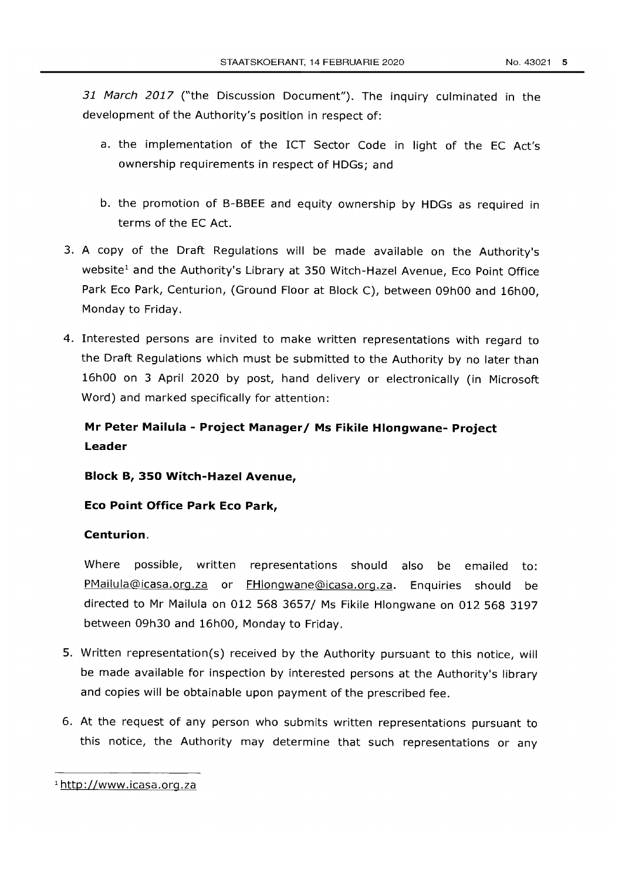*31 March 2017* ("the Discussion Document"). The inquiry culminated in the development of the Authority's position in respect of:

a. the implementation of the ICT Sector Code in light of the EC Act's ownership requirements in respect of HDGs; and

b. the promotion of B-BBEE and equity ownership by HDGs as required in terms of the EC Act.

3. A copy of the Draft Regulations will be made available on the Authority's website[1] and the Authority's Library at 350 Witch-Hazel Avenue, Eco Point Office Park Eco Park, Centurion, (Ground Floor at Block C), between 09h00 and 16h00, Monday to Friday.

4. Interested persons are invited to make written representations with regard to the Draft Regulations which must be submitted to the Authority by no later than 16h00 on 3 April 2020 by post, hand delivery or electronically (in Microsoft Word) and marked specifically for attention:

   **Mr Peter Mailula - Project Manager/ Ms Fikile Hlongwane- Project Leader**

   **Block B, 350 Witch-Hazel Avenue,**

   **Eco Point Office Park Eco Park,**

   **Centurion.**

   Where possible, written representations should also be emailed to: PMailula@icasa.org.za or FHlongwane@icasa.org.za. Enquiries should be directed to Mr Mailula on 012 568 3657/ Ms Fikile Hlongwane on 012 568 3197 between 09h30 and 16h00, Monday to Friday.

5. Written representation(s) received by the Authority pursuant to this notice, will be made available for inspection by interested persons at the Authority's library and copies will be obtainable upon payment of the prescribed fee.

6. At the request of any person who submits written representations pursuant to this notice, the Authority may determine that such representations or any

[1] http://www.icasa.org.za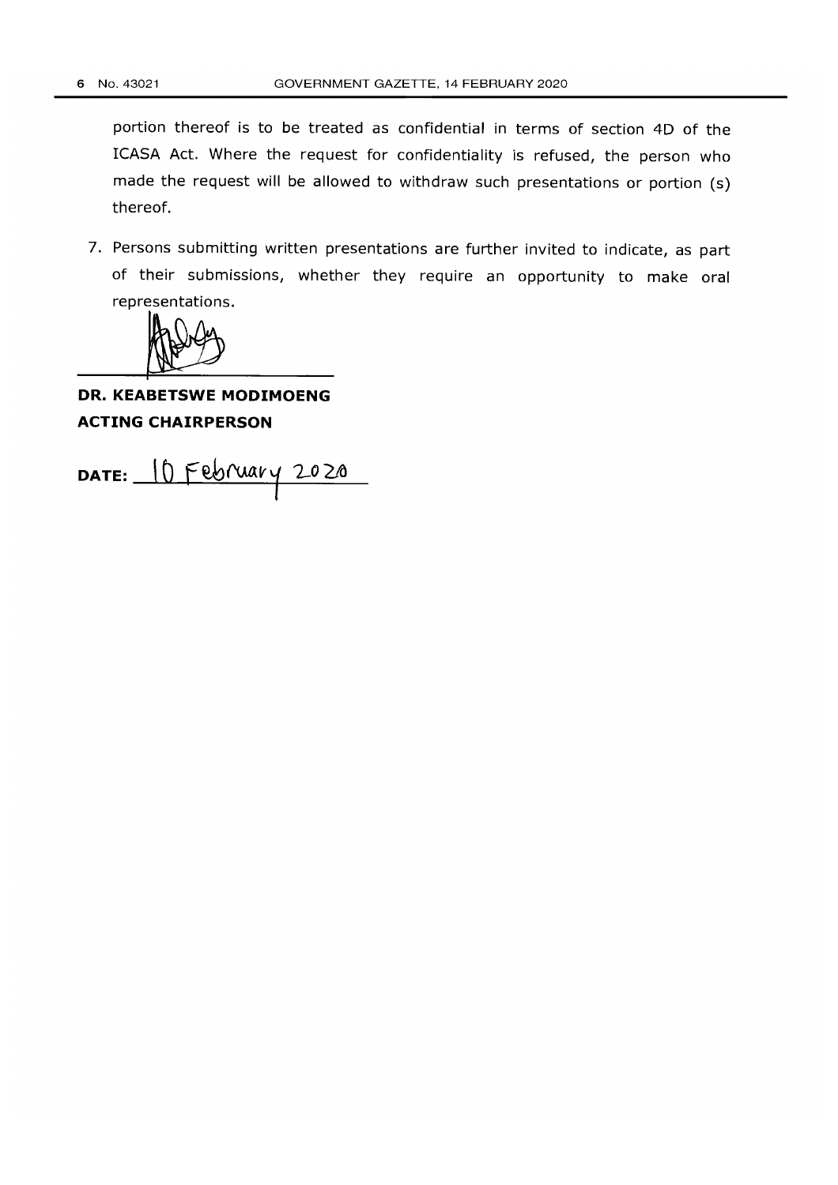portion thereof is to be treated as confidential in terms of section 4D of the ICASA Act. Where the request for confidentiality is refused, the person who made the request will be allowed to withdraw such presentations or portion (s) thereof.

7. Persons submitting written presentations are further invited to indicate, as part of their submissions, whether they require an opportunity to make oral representations.

**DR. KEABETSWE MODIMOENG**
**ACTING CHAIRPERSON**

**DATE:** 10 February 2020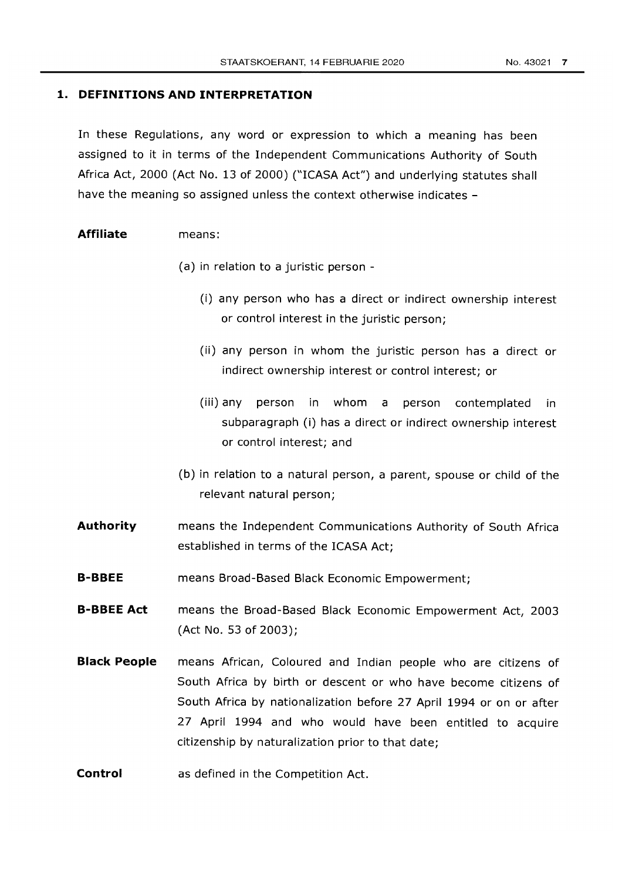## 1. DEFINITIONS AND INTERPRETATION

In these Regulations, any word or expression to which a meaning has been assigned to it in terms of the Independent Communications Authority of South Africa Act, 2000 (Act No. 13 of 2000) ("ICASA Act") and underlying statutes shall have the meaning so assigned unless the context otherwise indicates –

**Affiliate** means:

(a) in relation to a juristic person -

(i) any person who has a direct or indirect ownership interest or control interest in the juristic person;

(ii) any person in whom the juristic person has a direct or indirect ownership interest or control interest; or

(iii) any person in whom a person contemplated in subparagraph (i) has a direct or indirect ownership interest or control interest; and

(b) in relation to a natural person, a parent, spouse or child of the relevant natural person;

**Authority** means the Independent Communications Authority of South Africa established in terms of the ICASA Act;

**B-BBEE** means Broad-Based Black Economic Empowerment;

**B-BBEE Act** means the Broad-Based Black Economic Empowerment Act, 2003 (Act No. 53 of 2003);

**Black People** means African, Coloured and Indian people who are citizens of South Africa by birth or descent or who have become citizens of South Africa by nationalization before 27 April 1994 or on or after 27 April 1994 and who would have been entitled to acquire citizenship by naturalization prior to that date;

**Control** as defined in the Competition Act.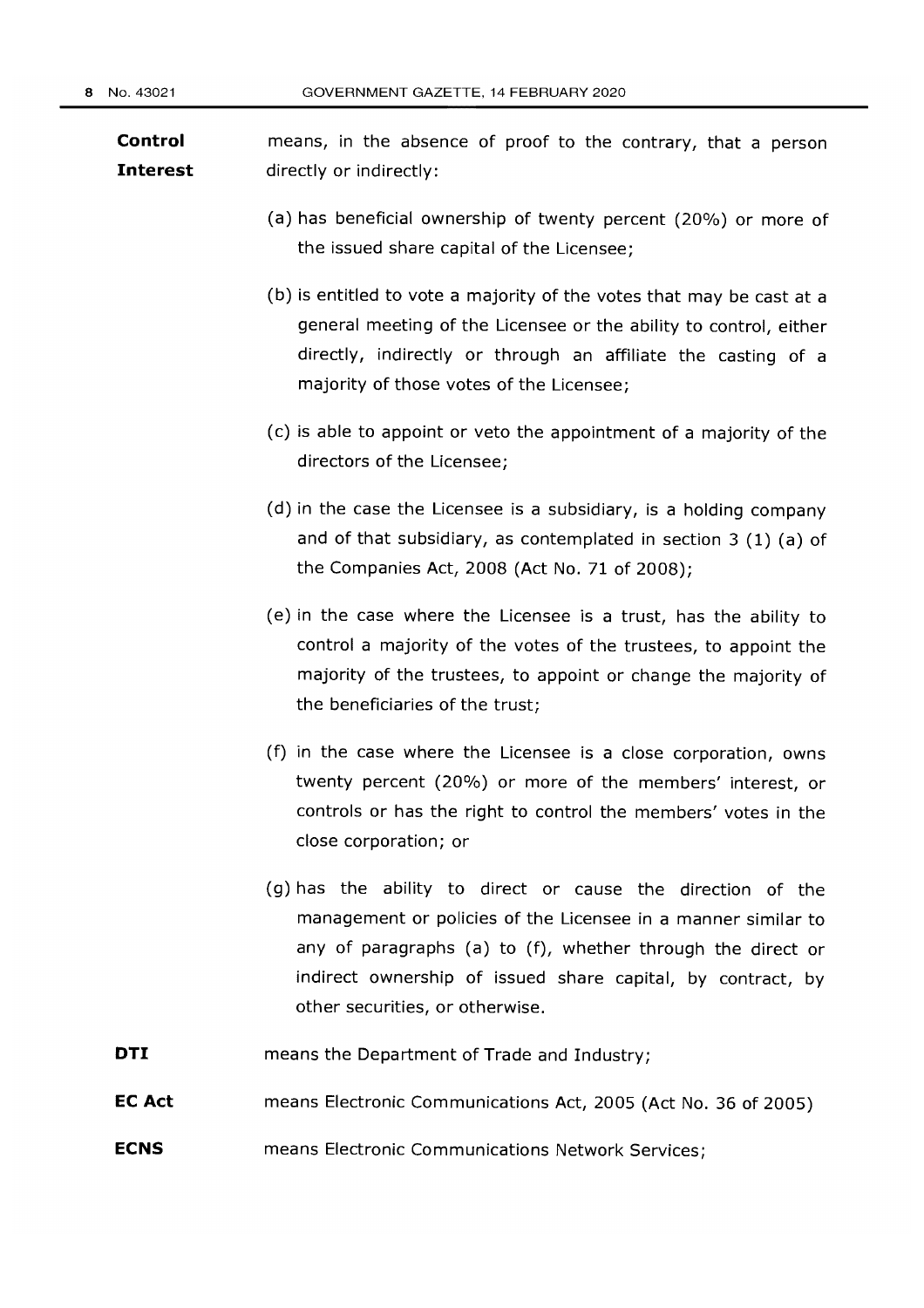**Control Interest** means, in the absence of proof to the contrary, that a person directly or indirectly:

(a) has beneficial ownership of twenty percent (20%) or more of the issued share capital of the Licensee;

(b) is entitled to vote a majority of the votes that may be cast at a general meeting of the Licensee or the ability to control, either directly, indirectly or through an affiliate the casting of a majority of those votes of the Licensee;

(c) is able to appoint or veto the appointment of a majority of the directors of the Licensee;

(d) in the case the Licensee is a subsidiary, is a holding company and of that subsidiary, as contemplated in section 3 (1) (a) of the Companies Act, 2008 (Act No. 71 of 2008);

(e) in the case where the Licensee is a trust, has the ability to control a majority of the votes of the trustees, to appoint the majority of the trustees, to appoint or change the majority of the beneficiaries of the trust;

(f) in the case where the Licensee is a close corporation, owns twenty percent (20%) or more of the members' interest, or controls or has the right to control the members' votes in the close corporation; or

(g) has the ability to direct or cause the direction of the management or policies of the Licensee in a manner similar to any of paragraphs (a) to (f), whether through the direct or indirect ownership of issued share capital, by contract, by other securities, or otherwise.

**DTI** means the Department of Trade and Industry;

**EC Act** means Electronic Communications Act, 2005 (Act No. 36 of 2005)

**ECNS** means Electronic Communications Network Services;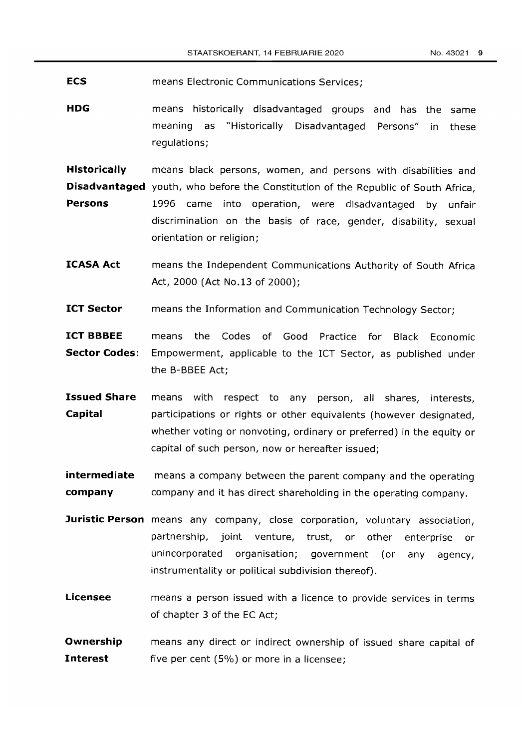**ECS** means Electronic Communications Services;

**HDG** means historically disadvantaged groups and has the same meaning as "Historically Disadvantaged Persons" in these regulations;

**Historically Disadvantaged Persons** means black persons, women, and persons with disabilities and youth, who before the Constitution of the Republic of South Africa, 1996 came into operation, were disadvantaged by unfair discrimination on the basis of race, gender, disability, sexual orientation or religion;

**ICASA Act** means the Independent Communications Authority of South Africa Act, 2000 (Act No.13 of 2000);

**ICT Sector** means the Information and Communication Technology Sector;

**ICT BBBEE Sector Codes**: means the Codes of Good Practice for Black Economic Empowerment, applicable to the ICT Sector, as published under the B-BBEE Act;

**Issued Share Capital** means with respect to any person, all shares, interests, participations or rights or other equivalents (however designated, whether voting or nonvoting, ordinary or preferred) in the equity or capital of such person, now or hereafter issued;

**intermediate company** means a company between the parent company and the operating company and it has direct shareholding in the operating company.

**Juristic Person** means any company, close corporation, voluntary association, partnership, joint venture, trust, or other enterprise or unincorporated organisation; government (or any agency, instrumentality or political subdivision thereof).

**Licensee** means a person issued with a licence to provide services in terms of chapter 3 of the EC Act;

**Ownership Interest** means any direct or indirect ownership of issued share capital of five per cent (5%) or more in a licensee;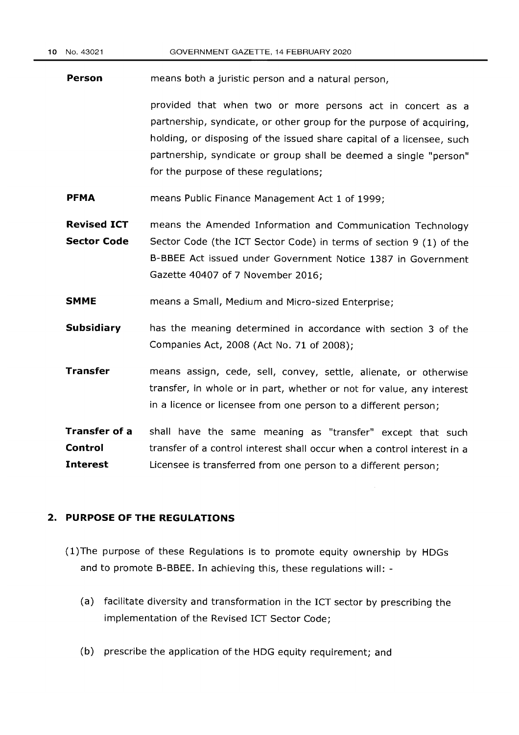**Person** means both a juristic person and a natural person,

provided that when two or more persons act in concert as a partnership, syndicate, or other group for the purpose of acquiring, holding, or disposing of the issued share capital of a licensee, such partnership, syndicate or group shall be deemed a single "person" for the purpose of these regulations;

**PFMA** means Public Finance Management Act 1 of 1999;

**Revised ICT Sector Code** means the Amended Information and Communication Technology Sector Code (the ICT Sector Code) in terms of section 9 (1) of the B-BBEE Act issued under Government Notice 1387 in Government Gazette 40407 of 7 November 2016;

**SMME** means a Small, Medium and Micro-sized Enterprise;

**Subsidiary** has the meaning determined in accordance with section 3 of the Companies Act, 2008 (Act No. 71 of 2008);

**Transfer** means assign, cede, sell, convey, settle, alienate, or otherwise transfer, in whole or in part, whether or not for value, any interest in a licence or licensee from one person to a different person;

**Transfer of a Control Interest** shall have the same meaning as "transfer" except that such transfer of a control interest shall occur when a control interest in a Licensee is transferred from one person to a different person;

## 2. PURPOSE OF THE REGULATIONS

(1) The purpose of these Regulations is to promote equity ownership by HDGs and to promote B-BBEE. In achieving this, these regulations will: -

(a) facilitate diversity and transformation in the ICT sector by prescribing the implementation of the Revised ICT Sector Code;

(b) prescribe the application of the HDG equity requirement; and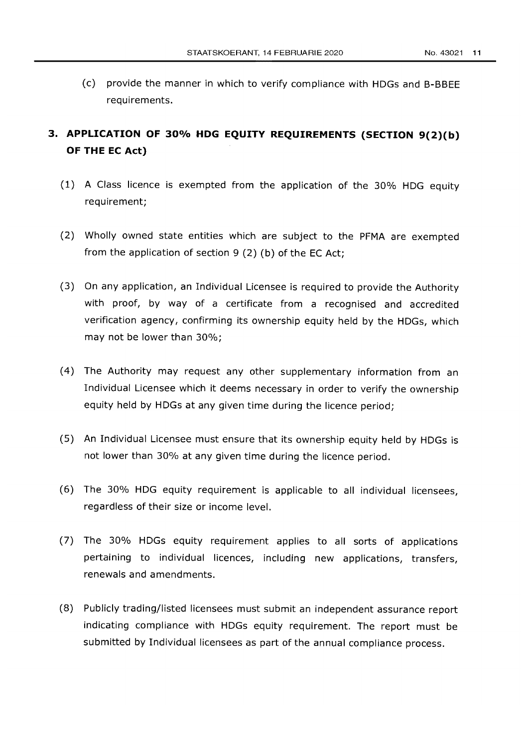(c) provide the manner in which to verify compliance with HDGs and B-BBEE requirements.

## 3. APPLICATION OF 30% HDG EQUITY REQUIREMENTS (SECTION 9(2)(b) OF THE EC Act)

(1) A Class licence is exempted from the application of the 30% HDG equity requirement;

(2) Wholly owned state entities which are subject to the PFMA are exempted from the application of section 9 (2) (b) of the EC Act;

(3) On any application, an Individual Licensee is required to provide the Authority with proof, by way of a certificate from a recognised and accredited verification agency, confirming its ownership equity held by the HDGs, which may not be lower than 30%;

(4) The Authority may request any other supplementary information from an Individual Licensee which it deems necessary in order to verify the ownership equity held by HDGs at any given time during the licence period;

(5) An Individual Licensee must ensure that its ownership equity held by HDGs is not lower than 30% at any given time during the licence period.

(6) The 30% HDG equity requirement is applicable to all individual licensees, regardless of their size or income level.

(7) The 30% HDGs equity requirement applies to all sorts of applications pertaining to individual licences, including new applications, transfers, renewals and amendments.

(8) Publicly trading/listed licensees must submit an independent assurance report indicating compliance with HDGs equity requirement. The report must be submitted by Individual licensees as part of the annual compliance process.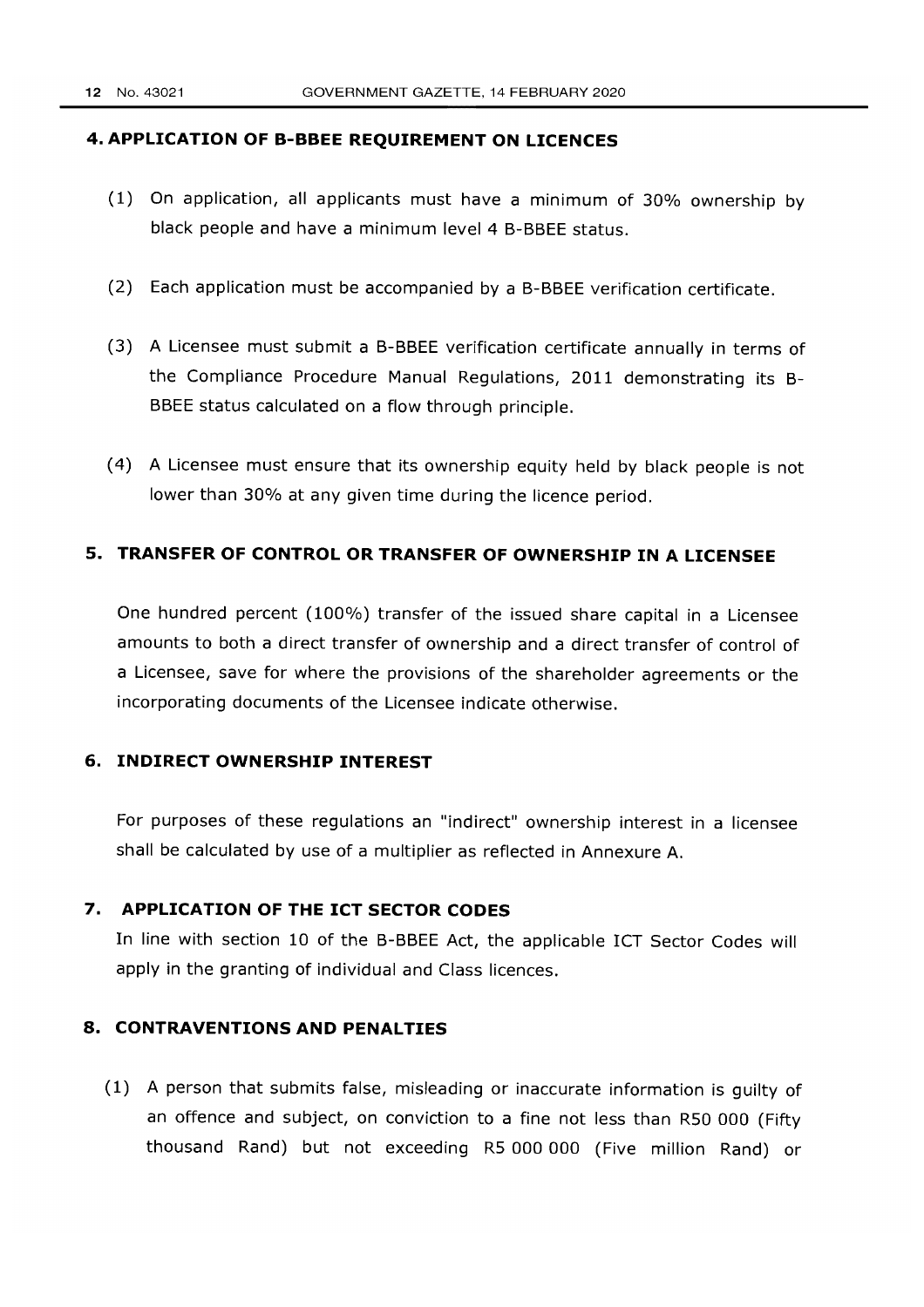## 4. APPLICATION OF B-BBEE REQUIREMENT ON LICENCES

(1) On application, all applicants must have a minimum of 30% ownership by black people and have a minimum level 4 B-BBEE status.

(2) Each application must be accompanied by a B-BBEE verification certificate.

(3) A Licensee must submit a B-BBEE verification certificate annually in terms of the Compliance Procedure Manual Regulations, 2011 demonstrating its B-BBEE status calculated on a flow through principle.

(4) A Licensee must ensure that its ownership equity held by black people is not lower than 30% at any given time during the licence period.

## 5. TRANSFER OF CONTROL OR TRANSFER OF OWNERSHIP IN A LICENSEE

One hundred percent (100%) transfer of the issued share capital in a Licensee amounts to both a direct transfer of ownership and a direct transfer of control of a Licensee, save for where the provisions of the shareholder agreements or the incorporating documents of the Licensee indicate otherwise.

## 6. INDIRECT OWNERSHIP INTEREST

For purposes of these regulations an "indirect" ownership interest in a licensee shall be calculated by use of a multiplier as reflected in Annexure A.

## 7. APPLICATION OF THE ICT SECTOR CODES

In line with section 10 of the B-BBEE Act, the applicable ICT Sector Codes will apply in the granting of individual and Class licences.

## 8. CONTRAVENTIONS AND PENALTIES

(1) A person that submits false, misleading or inaccurate information is guilty of an offence and subject, on conviction to a fine not less than R50 000 (Fifty thousand Rand) but not exceeding R5 000 000 (Five million Rand) or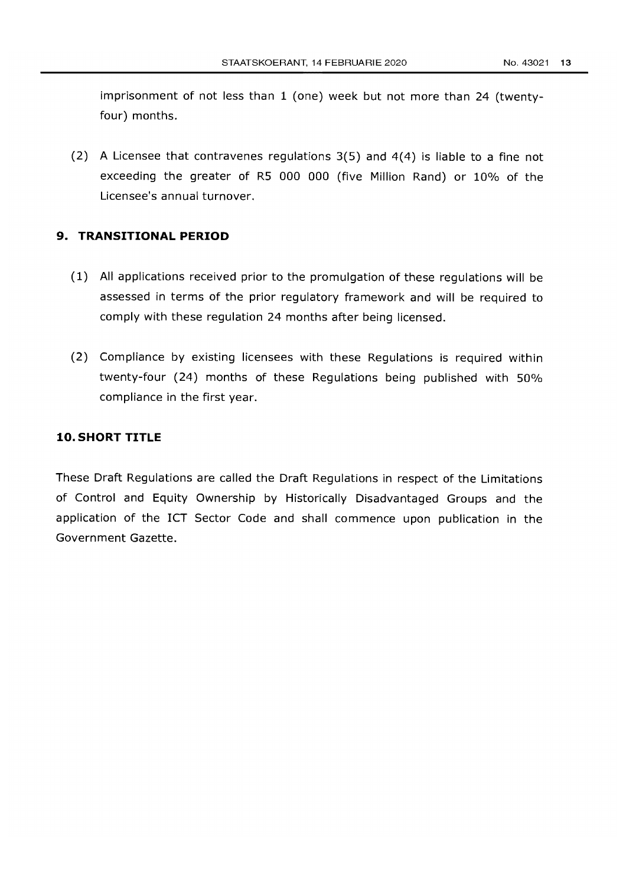imprisonment of not less than 1 (one) week but not more than 24 (twenty-four) months.

(2) A Licensee that contravenes regulations 3(5) and 4(4) is liable to a fine not exceeding the greater of R5 000 000 (five Million Rand) or 10% of the Licensee's annual turnover.

## 9. TRANSITIONAL PERIOD

(1) All applications received prior to the promulgation of these regulations will be assessed in terms of the prior regulatory framework and will be required to comply with these regulation 24 months after being licensed.

(2) Compliance by existing licensees with these Regulations is required within twenty-four (24) months of these Regulations being published with 50% compliance in the first year.

## 10. SHORT TITLE

These Draft Regulations are called the Draft Regulations in respect of the Limitations of Control and Equity Ownership by Historically Disadvantaged Groups and the application of the ICT Sector Code and shall commence upon publication in the Government Gazette.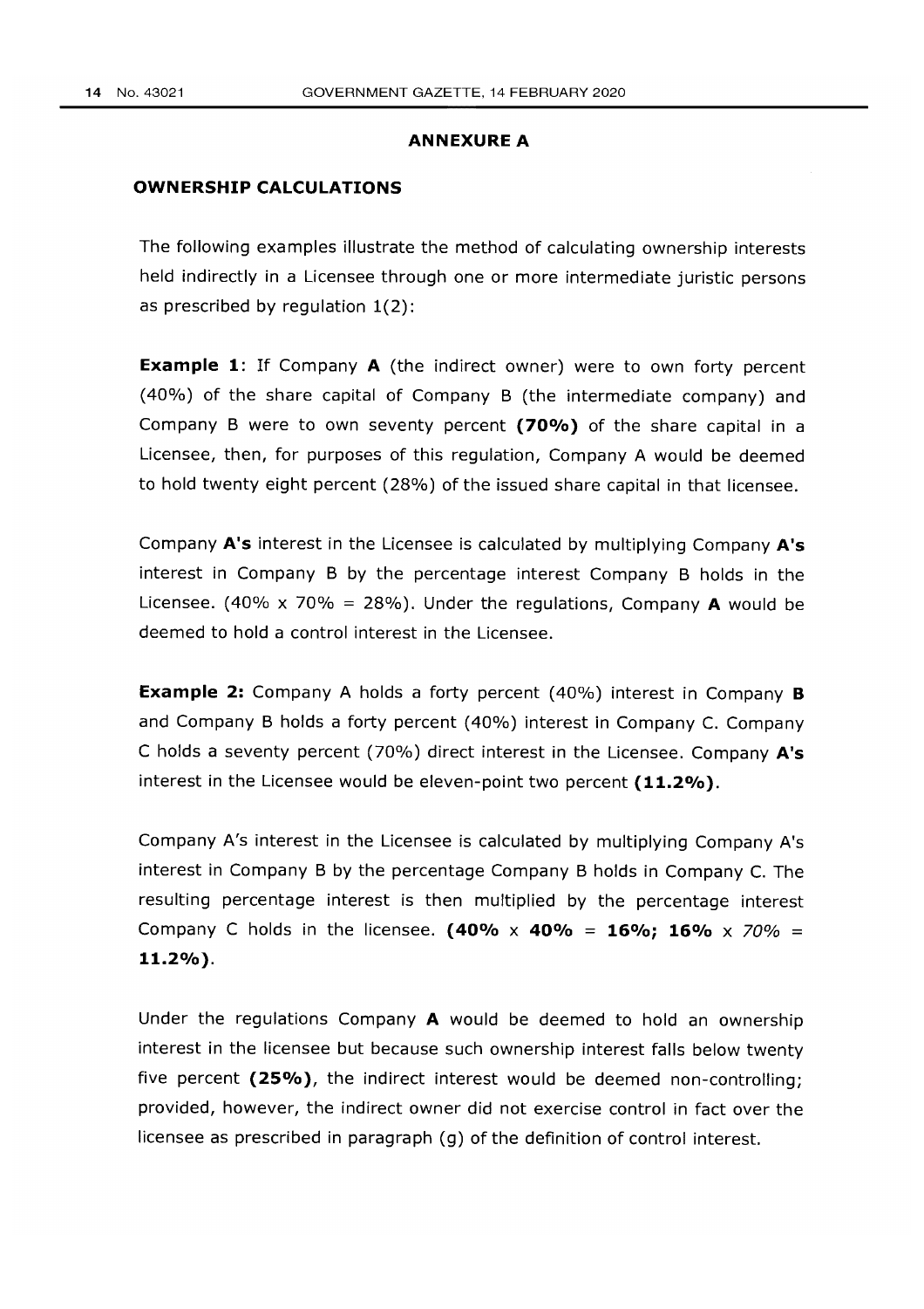## ANNEXURE A

### OWNERSHIP CALCULATIONS

The following examples illustrate the method of calculating ownership interests held indirectly in a Licensee through one or more intermediate juristic persons as prescribed by regulation 1(2):

**Example 1**: If Company **A** (the indirect owner) were to own forty percent (40%) of the share capital of Company B (the intermediate company) and Company B were to own seventy percent **(70%)** of the share capital in a Licensee, then, for purposes of this regulation, Company A would be deemed to hold twenty eight percent (28%) of the issued share capital in that licensee.

Company **A's** interest in the Licensee is calculated by multiplying Company **A's** interest in Company B by the percentage interest Company B holds in the Licensee. (40% x 70% = 28%). Under the regulations, Company **A** would be deemed to hold a control interest in the Licensee.

**Example 2:** Company A holds a forty percent (40%) interest in Company **B** and Company B holds a forty percent (40%) interest in Company C. Company C holds a seventy percent (70%) direct interest in the Licensee. Company **A's** interest in the Licensee would be eleven-point two percent **(11.2%)**.

Company A's interest in the Licensee is calculated by multiplying Company A's interest in Company B by the percentage Company B holds in Company C. The resulting percentage interest is then multiplied by the percentage interest Company C holds in the licensee. **(40%** x **40%** = **16%; 16%** x *70%* = **11.2%)**.

Under the regulations Company **A** would be deemed to hold an ownership interest in the licensee but because such ownership interest falls below twenty five percent **(25%)**, the indirect interest would be deemed non-controlling; provided, however, the indirect owner did not exercise control in fact over the licensee as prescribed in paragraph (g) of the definition of control interest.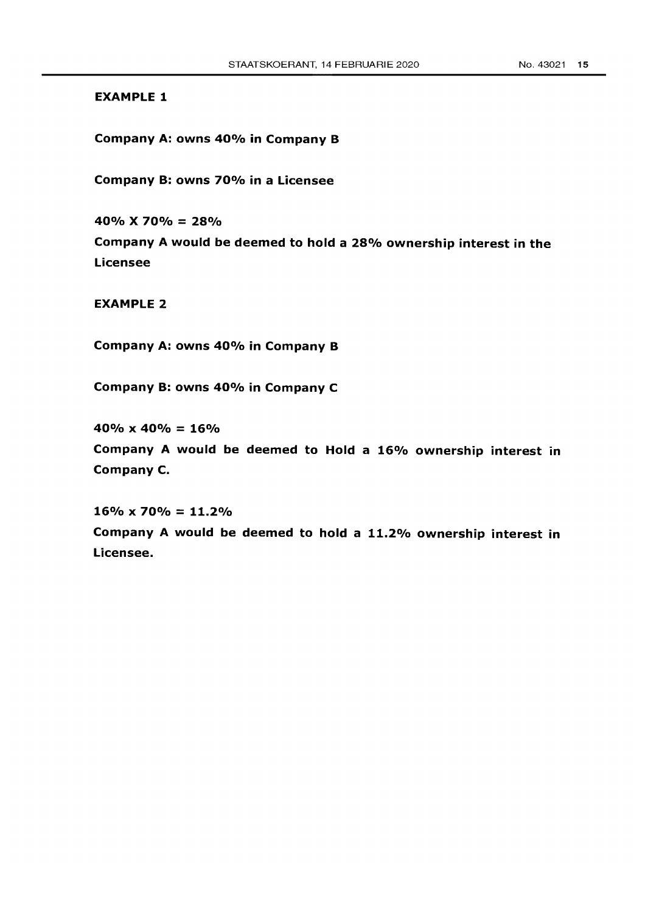**EXAMPLE 1**

**Company A: owns 40% in Company B**

**Company B: owns 70% in a Licensee**

**40% X 70% = 28%**

**Company A would be deemed to hold a 28% ownership interest in the Licensee**

**EXAMPLE 2**

**Company A: owns 40% in Company B**

**Company B: owns 40% in Company C**

**40% x 40% = 16%**

**Company A would be deemed to Hold a 16% ownership interest in Company C.**

**16% x 70% = 11.2%**

**Company A would be deemed to hold a 11.2% ownership interest in Licensee.**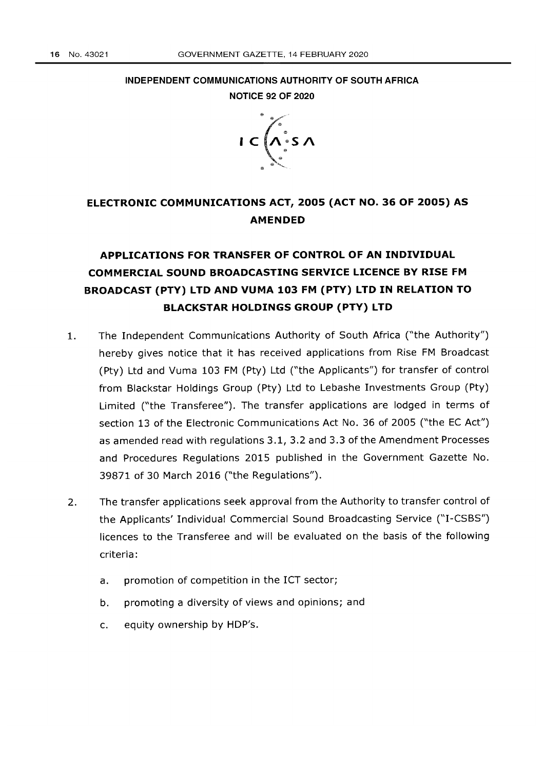**INDEPENDENT COMMUNICATIONS AUTHORITY OF SOUTH AFRICA**

**NOTICE 92 OF 2020**

ICASA

## ELECTRONIC COMMUNICATIONS ACT, 2005 (ACT NO. 36 OF 2005) AS AMENDED

## APPLICATIONS FOR TRANSFER OF CONTROL OF AN INDIVIDUAL COMMERCIAL SOUND BROADCASTING SERVICE LICENCE BY RISE FM BROADCAST (PTY) LTD AND VUMA 103 FM (PTY) LTD IN RELATION TO BLACKSTAR HOLDINGS GROUP (PTY) LTD

1. The Independent Communications Authority of South Africa ("the Authority") hereby gives notice that it has received applications from Rise FM Broadcast (Pty) Ltd and Vuma 103 FM (Pty) Ltd ("the Applicants") for transfer of control from Blackstar Holdings Group (Pty) Ltd to Lebashe Investments Group (Pty) Limited ("the Transferee"). The transfer applications are lodged in terms of section 13 of the Electronic Communications Act No. 36 of 2005 ("the EC Act") as amended read with regulations 3.1, 3.2 and 3.3 of the Amendment Processes and Procedures Regulations 2015 published in the Government Gazette No. 39871 of 30 March 2016 ("the Regulations").

2. The transfer applications seek approval from the Authority to transfer control of the Applicants' Individual Commercial Sound Broadcasting Service ("I-CSBS") licences to the Transferee and will be evaluated on the basis of the following criteria:

    a. promotion of competition in the ICT sector;

    b. promoting a diversity of views and opinions; and

    c. equity ownership by HDP's.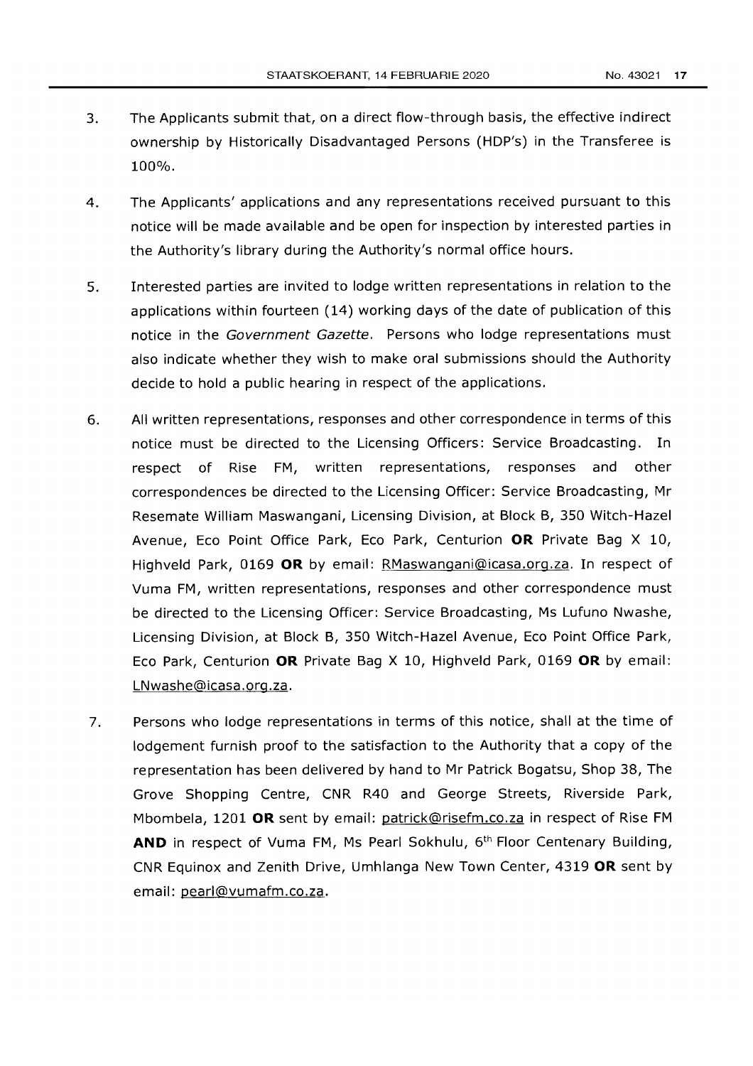3. The Applicants submit that, on a direct flow-through basis, the effective indirect ownership by Historically Disadvantaged Persons (HDP's) in the Transferee is 100%.

4. The Applicants' applications and any representations received pursuant to this notice will be made available and be open for inspection by interested parties in the Authority's library during the Authority's normal office hours.

5. Interested parties are invited to lodge written representations in relation to the applications within fourteen (14) working days of the date of publication of this notice in the *Government Gazette*. Persons who lodge representations must also indicate whether they wish to make oral submissions should the Authority decide to hold a public hearing in respect of the applications.

6. All written representations, responses and other correspondence in terms of this notice must be directed to the Licensing Officers: Service Broadcasting. In respect of Rise FM, written representations, responses and other correspondences be directed to the Licensing Officer: Service Broadcasting, Mr Resemate William Maswangani, Licensing Division, at Block B, 350 Witch-Hazel Avenue, Eco Point Office Park, Eco Park, Centurion **OR** Private Bag X 10, Highveld Park, 0169 **OR** by email: RMaswangani@icasa.org.za. In respect of Vuma FM, written representations, responses and other correspondence must be directed to the Licensing Officer: Service Broadcasting, Ms Lufuno Nwashe, Licensing Division, at Block B, 350 Witch-Hazel Avenue, Eco Point Office Park, Eco Park, Centurion **OR** Private Bag X 10, Highveld Park, 0169 **OR** by email: LNwashe@icasa.org.za.

7. Persons who lodge representations in terms of this notice, shall at the time of lodgement furnish proof to the satisfaction to the Authority that a copy of the representation has been delivered by hand to Mr Patrick Bogatsu, Shop 38, The Grove Shopping Centre, CNR R40 and George Streets, Riverside Park, Mbombela, 1201 **OR** sent by email: patrick@risefm.co.za in respect of Rise FM **AND** in respect of Vuma FM, Ms Pearl Sokhulu, 6th Floor Centenary Building, CNR Equinox and Zenith Drive, Umhlanga New Town Center, 4319 **OR** sent by email: pearl@vumafm.co.za.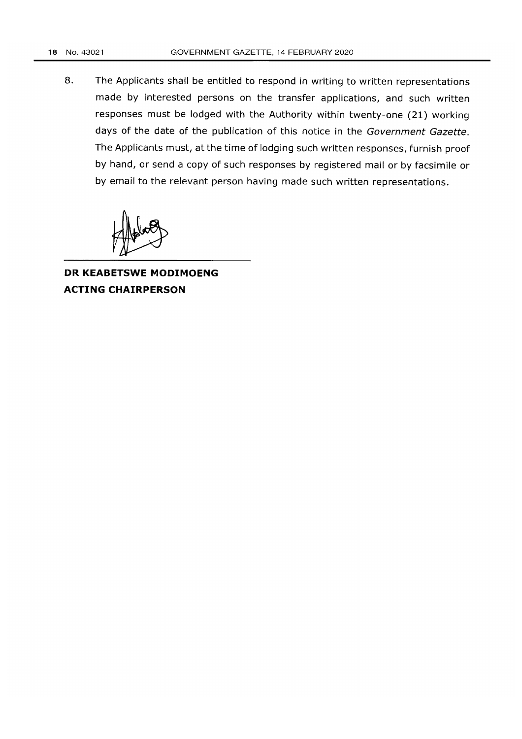8. The Applicants shall be entitled to respond in writing to written representations made by interested persons on the transfer applications, and such written responses must be lodged with the Authority within twenty-one (21) working days of the date of the publication of this notice in the *Government Gazette*. The Applicants must, at the time of lodging such written responses, furnish proof by hand, or send a copy of such responses by registered mail or by facsimile or by email to the relevant person having made such written representations.

**DR KEABETSWE MODIMOENG**
**ACTING CHAIRPERSON**